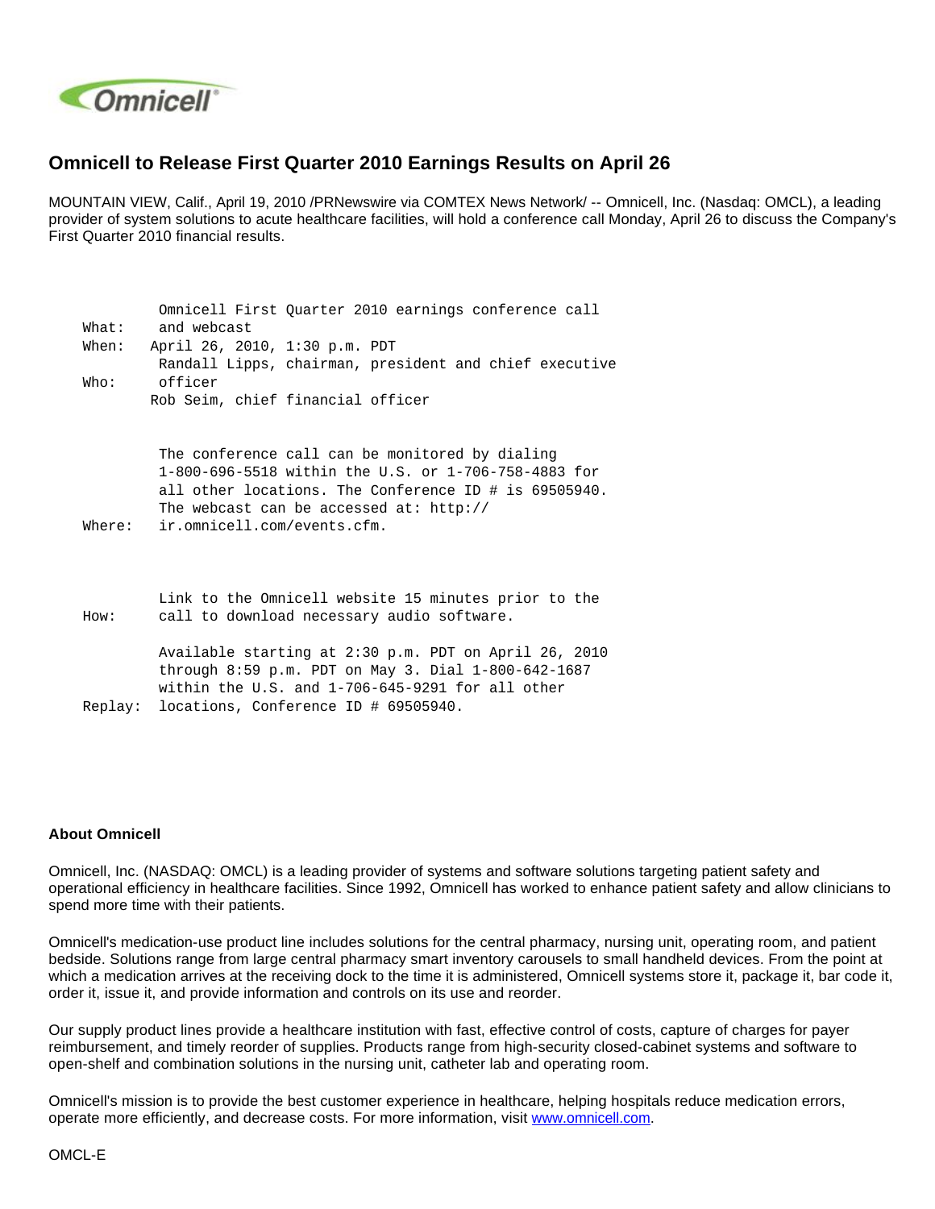# Omnicell to Release First Quarter 2010 Earnings Results on April 26

MOUNTAIN VIEW, Calif., April 19, 2010 /PRNewswire via COMTEX News Network/ -- Omnicell, Inc. (Nasdaq: OMCL), a leading provider of system solutions to acute healthcare facilities, will hold a conference call Monday, April 26 to discuss the Company's First Quarter 2010 financial results.

| | |
|---|---|
| What: | Omnicell First Quarter 2010 earnings conference call and webcast |
| When: | April 26, 2010, 1:30 p.m. PDT |
| Who: | Randall Lipps, chairman, president and chief executive officer<br>Rob Seim, chief financial officer |
| Where: | The conference call can be monitored by dialing 1-800-696-5518 within the U.S. or 1-706-758-4883 for all other locations. The Conference ID # is 69505940. The webcast can be accessed at: http://ir.omnicell.com/events.cfm. |
| How: | Link to the Omnicell website 15 minutes prior to the call to download necessary audio software. |
| Replay: | Available starting at 2:30 p.m. PDT on April 26, 2010 through 8:59 p.m. PDT on May 3. Dial 1-800-642-1687 within the U.S. and 1-706-645-9291 for all other locations, Conference ID # 69505940. |

**About Omnicell**

Omnicell, Inc. (NASDAQ: OMCL) is a leading provider of systems and software solutions targeting patient safety and operational efficiency in healthcare facilities. Since 1992, Omnicell has worked to enhance patient safety and allow clinicians to spend more time with their patients.

Omnicell's medication-use product line includes solutions for the central pharmacy, nursing unit, operating room, and patient bedside. Solutions range from large central pharmacy smart inventory carousels to small handheld devices. From the point at which a medication arrives at the receiving dock to the time it is administered, Omnicell systems store it, package it, bar code it, order it, issue it, and provide information and controls on its use and reorder.

Our supply product lines provide a healthcare institution with fast, effective control of costs, capture of charges for payer reimbursement, and timely reorder of supplies. Products range from high-security closed-cabinet systems and software to open-shelf and combination solutions in the nursing unit, catheter lab and operating room.

Omnicell's mission is to provide the best customer experience in healthcare, helping hospitals reduce medication errors, operate more efficiently, and decrease costs. For more information, visit www.omnicell.com.

OMCL-E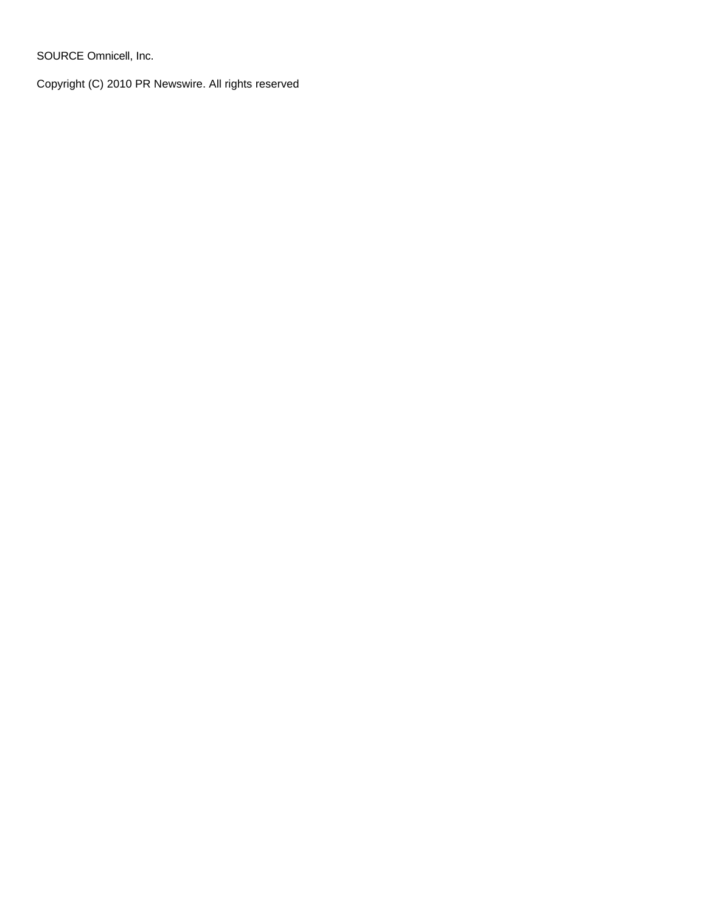SOURCE Omnicell, Inc.

Copyright (C) 2010 PR Newswire. All rights reserved